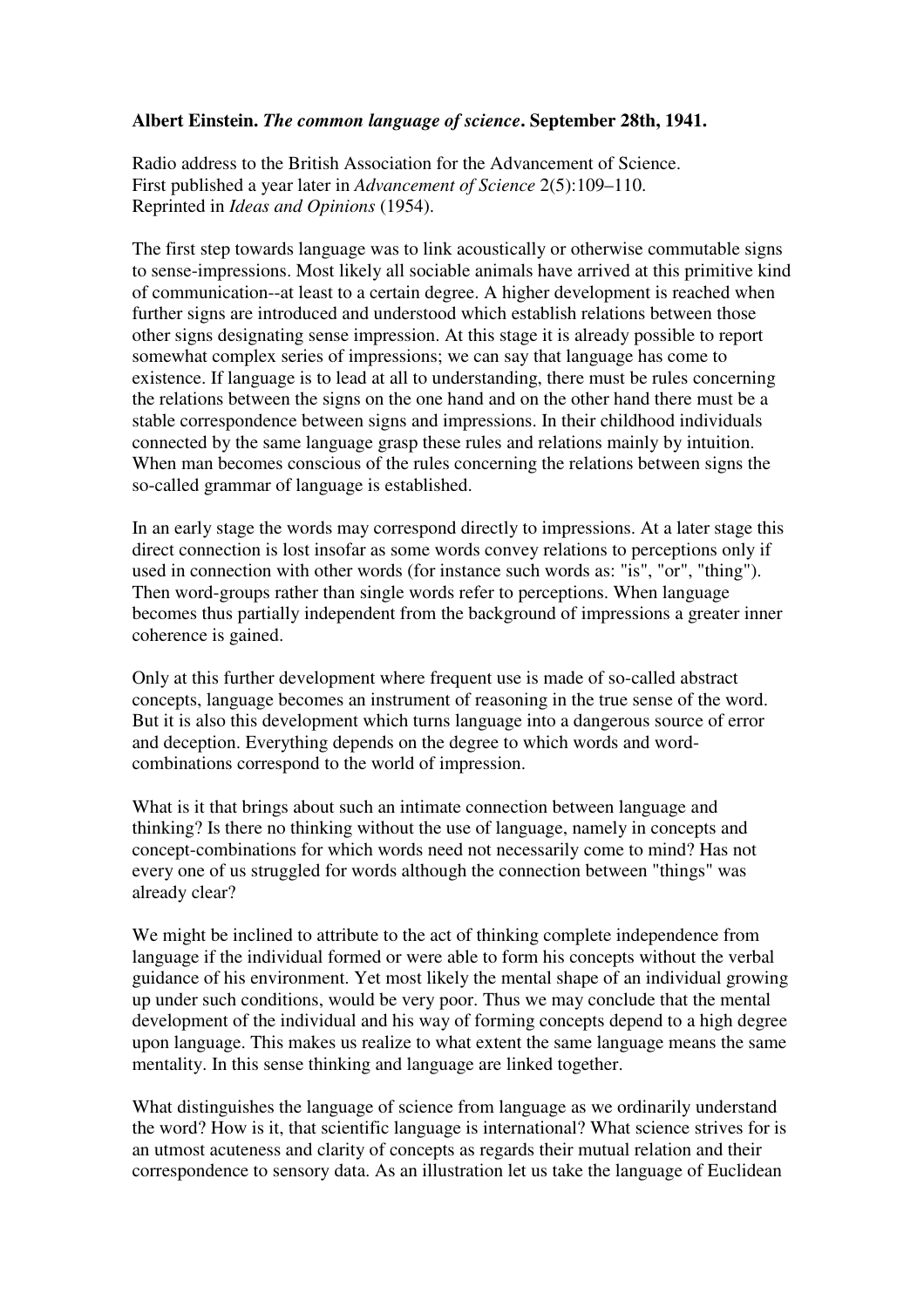**Albert Einstein.** ***The common language of science*****. September 28th, 1941.**

Radio address to the British Association for the Advancement of Science.
First published a year later in *Advancement of Science* 2(5):109–110.
Reprinted in *Ideas and Opinions* (1954).

The first step towards language was to link acoustically or otherwise commutable signs to sense-impressions. Most likely all sociable animals have arrived at this primitive kind of communication--at least to a certain degree. A higher development is reached when further signs are introduced and understood which establish relations between those other signs designating sense impression. At this stage it is already possible to report somewhat complex series of impressions; we can say that language has come to existence. If language is to lead at all to understanding, there must be rules concerning the relations between the signs on the one hand and on the other hand there must be a stable correspondence between signs and impressions. In their childhood individuals connected by the same language grasp these rules and relations mainly by intuition. When man becomes conscious of the rules concerning the relations between signs the so-called grammar of language is established.

In an early stage the words may correspond directly to impressions. At a later stage this direct connection is lost insofar as some words convey relations to perceptions only if used in connection with other words (for instance such words as: "is", "or", "thing"). Then word-groups rather than single words refer to perceptions. When language becomes thus partially independent from the background of impressions a greater inner coherence is gained.

Only at this further development where frequent use is made of so-called abstract concepts, language becomes an instrument of reasoning in the true sense of the word. But it is also this development which turns language into a dangerous source of error and deception. Everything depends on the degree to which words and word-combinations correspond to the world of impression.

What is it that brings about such an intimate connection between language and thinking? Is there no thinking without the use of language, namely in concepts and concept-combinations for which words need not necessarily come to mind? Has not every one of us struggled for words although the connection between "things" was already clear?

We might be inclined to attribute to the act of thinking complete independence from language if the individual formed or were able to form his concepts without the verbal guidance of his environment. Yet most likely the mental shape of an individual growing up under such conditions, would be very poor. Thus we may conclude that the mental development of the individual and his way of forming concepts depend to a high degree upon language. This makes us realize to what extent the same language means the same mentality. In this sense thinking and language are linked together.

What distinguishes the language of science from language as we ordinarily understand the word? How is it, that scientific language is international? What science strives for is an utmost acuteness and clarity of concepts as regards their mutual relation and their correspondence to sensory data. As an illustration let us take the language of Euclidean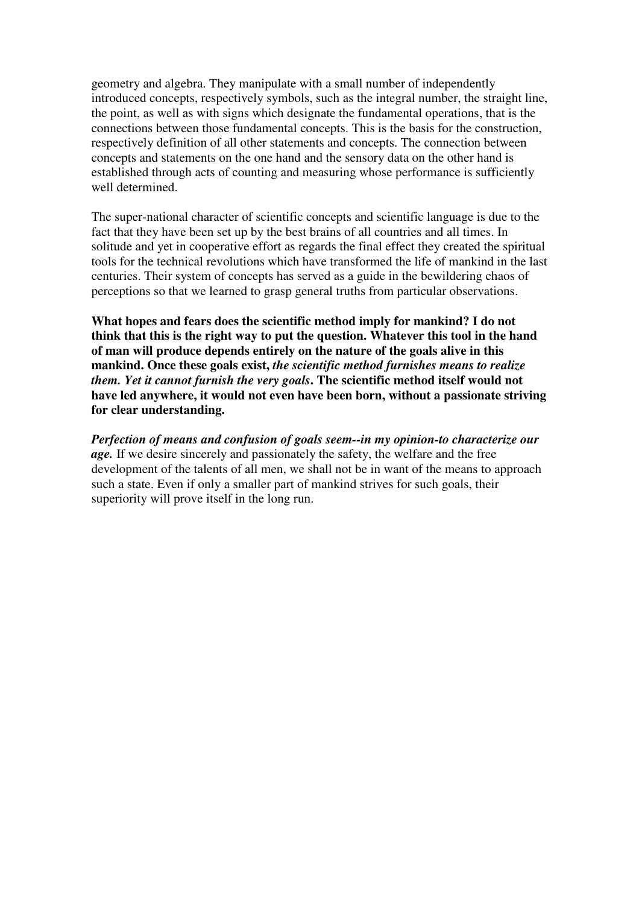geometry and algebra. They manipulate with a small number of independently introduced concepts, respectively symbols, such as the integral number, the straight line, the point, as well as with signs which designate the fundamental operations, that is the connections between those fundamental concepts. This is the basis for the construction, respectively definition of all other statements and concepts. The connection between concepts and statements on the one hand and the sensory data on the other hand is established through acts of counting and measuring whose performance is sufficiently well determined.

The super-national character of scientific concepts and scientific language is due to the fact that they have been set up by the best brains of all countries and all times. In solitude and yet in cooperative effort as regards the final effect they created the spiritual tools for the technical revolutions which have transformed the life of mankind in the last centuries. Their system of concepts has served as a guide in the bewildering chaos of perceptions so that we learned to grasp general truths from particular observations.

**What hopes and fears does the scientific method imply for mankind? I do not think that this is the right way to put the question. Whatever this tool in the hand of man will produce depends entirely on the nature of the goals alive in this mankind. Once these goals exist, *the scientific method furnishes means to realize them. Yet it cannot furnish the very goals*. The scientific method itself would not have led anywhere, it would not even have been born, without a passionate striving for clear understanding.**

***Perfection of means and confusion of goals seem--in my opinion-to characterize our age.*** If we desire sincerely and passionately the safety, the welfare and the free development of the talents of all men, we shall not be in want of the means to approach such a state. Even if only a smaller part of mankind strives for such goals, their superiority will prove itself in the long run.